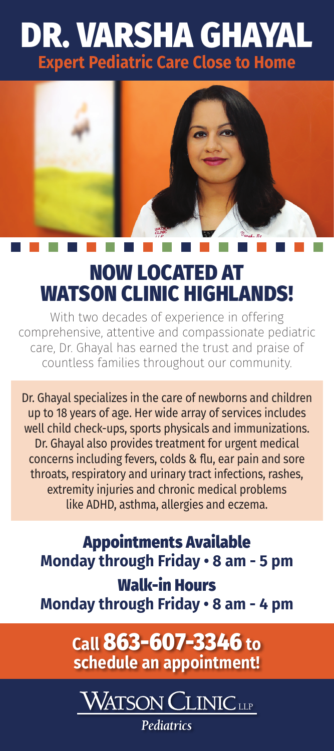# DR. VARSHA GHAYAL

## Expert Pediatric Care Close to Home

## NOW LOCATED AT WATSON CLINIC HIGHLANDS!

With two decades of experience in offering comprehensive, attentive and compassionate pediatric care, Dr. Ghayal has earned the trust and praise of countless families throughout our community.

Dr. Ghayal specializes in the care of newborns and children up to 18 years of age. Her wide array of services includes well child check-ups, sports physicals and immunizations. Dr. Ghayal also provides treatment for urgent medical concerns including fevers, colds & flu, ear pain and sore throats, respiratory and urinary tract infections, rashes, extremity injuries and chronic medical problems like ADHD, asthma, allergies and eczema.

### Appointments Available

**Monday through Friday • 8 am - 5 pm**

### Walk-in Hours

**Monday through Friday • 8 am - 4 pm**

**Call 863-607-3346 to schedule an appointment!**

WATSON CLINIC LLP

*Pediatrics*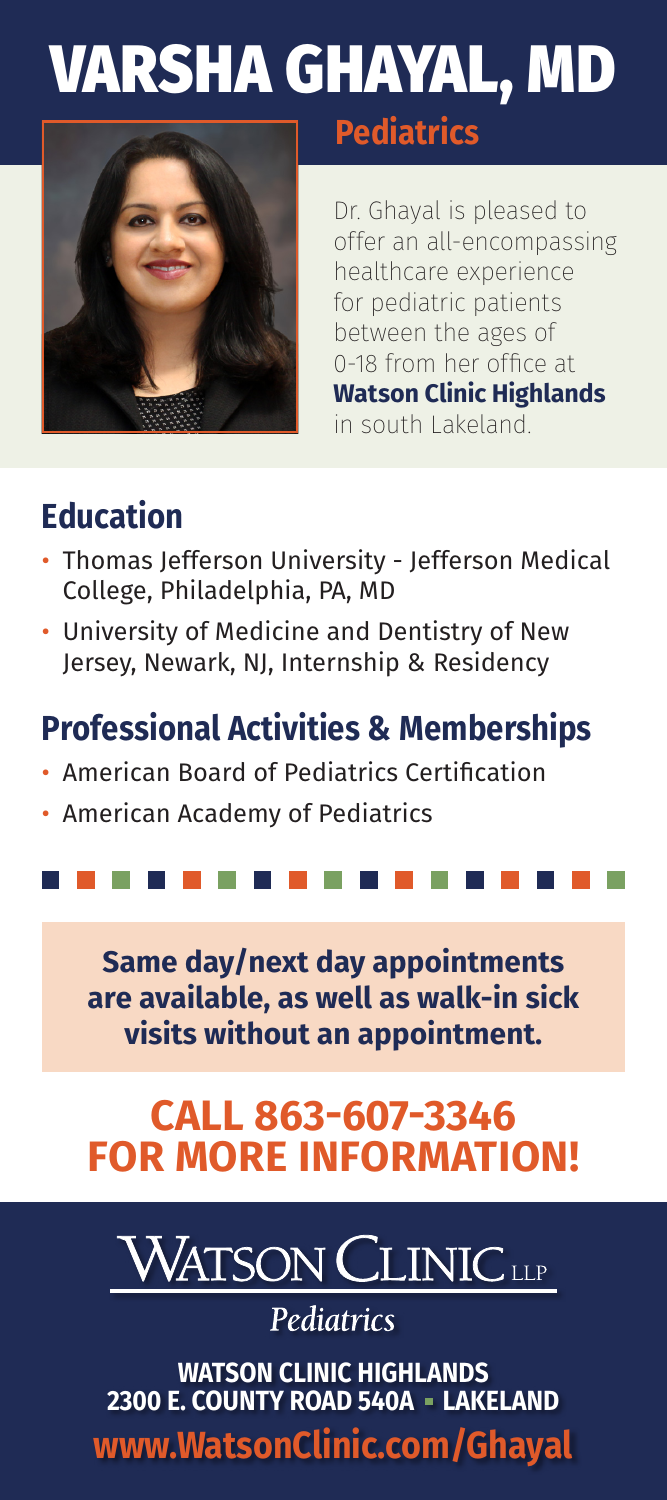# VARSHA GHAYAL, MD

## Pediatrics

Dr. Ghayal is pleased to offer an all-encompassing healthcare experience for pediatric patients between the ages of 0-18 from her office at **Watson Clinic Highlands** in south Lakeland.

## Education

- Thomas Jefferson University - Jefferson Medical College, Philadelphia, PA, MD
- University of Medicine and Dentistry of New Jersey, Newark, NJ, Internship & Residency

## Professional Activities & Memberships

- American Board of Pediatrics Certification
- American Academy of Pediatrics

**Same day/next day appointments are available, as well as walk-in sick visits without an appointment.**

## CALL 863-607-3346 FOR MORE INFORMATION!

WATSON CLINIC LLP

*Pediatrics*

**WATSON CLINIC HIGHLANDS**
**2300 E. COUNTY ROAD 540A ▪ LAKELAND**

**www.WatsonClinic.com/Ghayal**